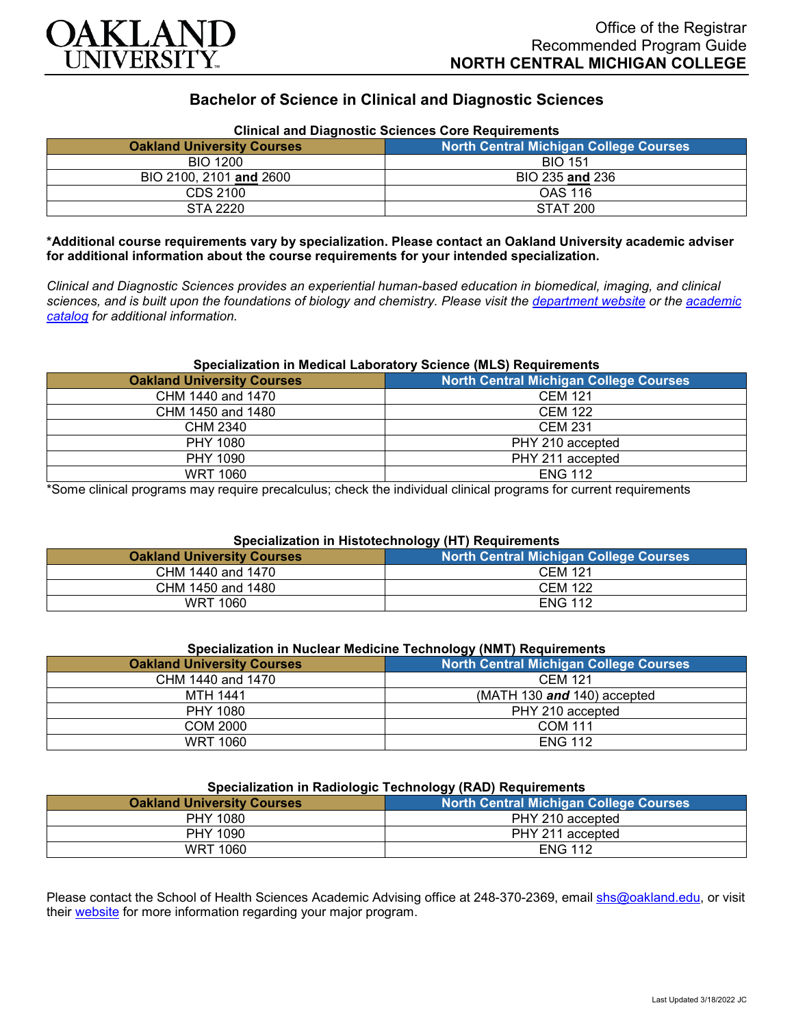# OAKLAND UNIVERSITY

Office of the Registrar
Recommended Program Guide
**NORTH CENTRAL MICHIGAN COLLEGE**

## Bachelor of Science in Clinical and Diagnostic Sciences

### Clinical and Diagnostic Sciences Core Requirements

| Oakland University Courses | North Central Michigan College Courses |
|---|---|
| BIO 1200 | BIO 151 |
| BIO 2100, 2101 **and** 2600 | BIO 235 **and** 236 |
| CDS 2100 | OAS 116 |
| STA 2220 | STAT 200 |

**\*Additional course requirements vary by specialization. Please contact an Oakland University academic adviser for additional information about the course requirements for your intended specialization.**

*Clinical and Diagnostic Sciences provides an experiential human-based education in biomedical, imaging, and clinical sciences, and is built upon the foundations of biology and chemistry. Please visit the department website or the academic catalog for additional information.*

### Specialization in Medical Laboratory Science (MLS) Requirements

| Oakland University Courses | North Central Michigan College Courses |
|---|---|
| CHM 1440 and 1470 | CEM 121 |
| CHM 1450 and 1480 | CEM 122 |
| CHM 2340 | CEM 231 |
| PHY 1080 | PHY 210 accepted |
| PHY 1090 | PHY 211 accepted |
| WRT 1060 | ENG 112 |

\*Some clinical programs may require precalculus; check the individual clinical programs for current requirements

### Specialization in Histotechnology (HT) Requirements

| Oakland University Courses | North Central Michigan College Courses |
|---|---|
| CHM 1440 and 1470 | CEM 121 |
| CHM 1450 and 1480 | CEM 122 |
| WRT 1060 | ENG 112 |

### Specialization in Nuclear Medicine Technology (NMT) Requirements

| Oakland University Courses | North Central Michigan College Courses |
|---|---|
| CHM 1440 and 1470 | CEM 121 |
| MTH 1441 | (MATH 130 ***and*** 140) accepted |
| PHY 1080 | PHY 210 accepted |
| COM 2000 | COM 111 |
| WRT 1060 | ENG 112 |

### Specialization in Radiologic Technology (RAD) Requirements

| Oakland University Courses | North Central Michigan College Courses |
|---|---|
| PHY 1080 | PHY 210 accepted |
| PHY 1090 | PHY 211 accepted |
| WRT 1060 | ENG 112 |

Please contact the School of Health Sciences Academic Advising office at 248-370-2369, email shs@oakland.edu, or visit their website for more information regarding your major program.

Last Updated 3/18/2022 JC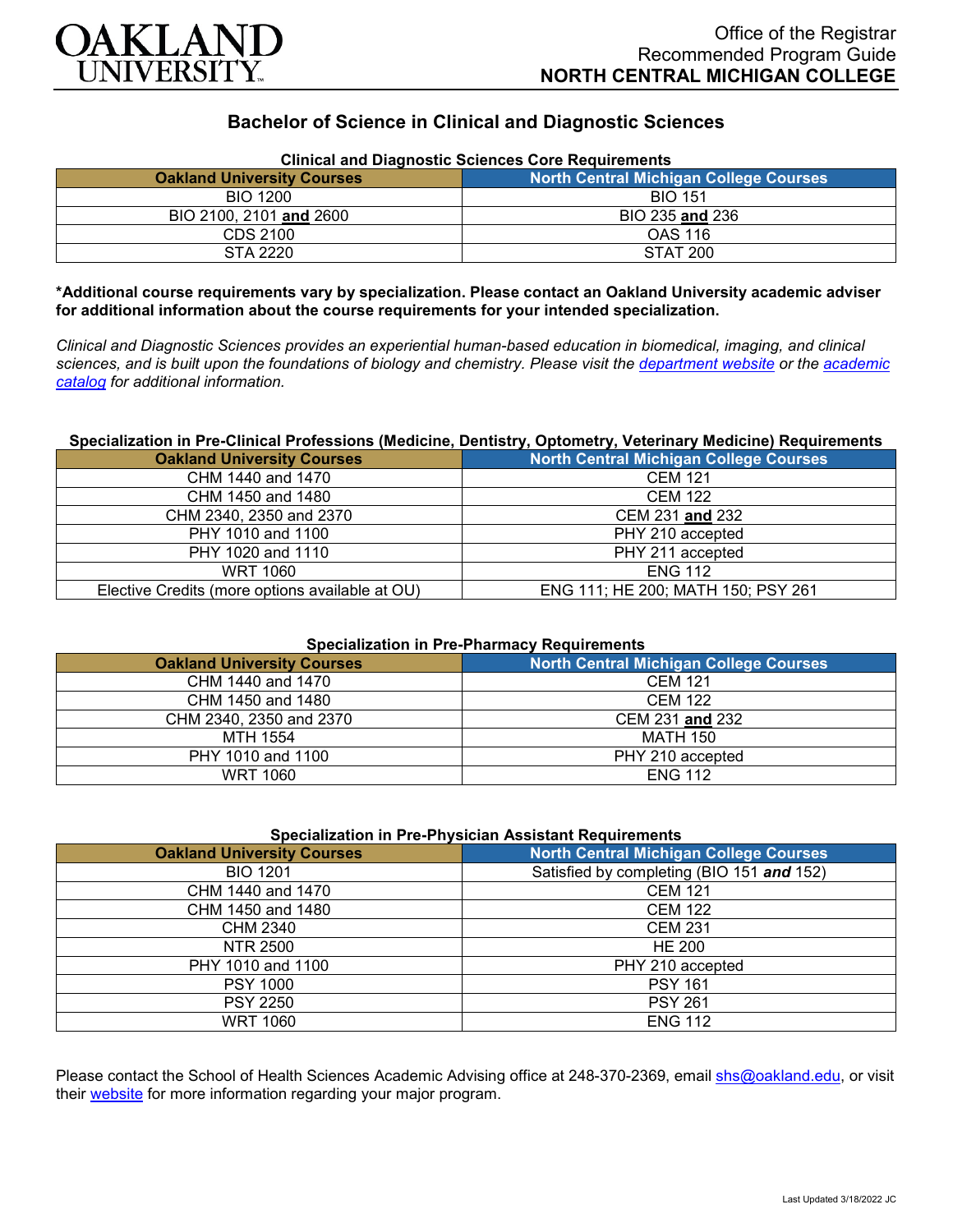# Bachelor of Science in Clinical and Diagnostic Sciences

**Clinical and Diagnostic Sciences Core Requirements**

| Oakland University Courses | North Central Michigan College Courses |
|---|---|
| BIO 1200 | BIO 151 |
| BIO 2100, 2101 **and** 2600 | BIO 235 **and** 236 |
| CDS 2100 | OAS 116 |
| STA 2220 | STAT 200 |

**\*Additional course requirements vary by specialization. Please contact an Oakland University academic adviser for additional information about the course requirements for your intended specialization.**

*Clinical and Diagnostic Sciences provides an experiential human-based education in biomedical, imaging, and clinical sciences, and is built upon the foundations of biology and chemistry. Please visit the [department website] or the [academic catalog] for additional information.*

**Specialization in Pre-Clinical Professions (Medicine, Dentistry, Optometry, Veterinary Medicine) Requirements**

| Oakland University Courses | North Central Michigan College Courses |
|---|---|
| CHM 1440 and 1470 | CEM 121 |
| CHM 1450 and 1480 | CEM 122 |
| CHM 2340, 2350 and 2370 | CEM 231 **and** 232 |
| PHY 1010 and 1100 | PHY 210 accepted |
| PHY 1020 and 1110 | PHY 211 accepted |
| WRT 1060 | ENG 112 |
| Elective Credits (more options available at OU) | ENG 111; HE 200; MATH 150; PSY 261 |

**Specialization in Pre-Pharmacy Requirements**

| Oakland University Courses | North Central Michigan College Courses |
|---|---|
| CHM 1440 and 1470 | CEM 121 |
| CHM 1450 and 1480 | CEM 122 |
| CHM 2340, 2350 and 2370 | CEM 231 **and** 232 |
| MTH 1554 | MATH 150 |
| PHY 1010 and 1100 | PHY 210 accepted |
| WRT 1060 | ENG 112 |

**Specialization in Pre-Physician Assistant Requirements**

| Oakland University Courses | North Central Michigan College Courses |
|---|---|
| BIO 1201 | Satisfied by completing (BIO 151 ***and*** 152) |
| CHM 1440 and 1470 | CEM 121 |
| CHM 1450 and 1480 | CEM 122 |
| CHM 2340 | CEM 231 |
| NTR 2500 | HE 200 |
| PHY 1010 and 1100 | PHY 210 accepted |
| PSY 1000 | PSY 161 |
| PSY 2250 | PSY 261 |
| WRT 1060 | ENG 112 |

Please contact the School of Health Sciences Academic Advising office at 248-370-2369, email shs@oakland.edu, or visit their [website] for more information regarding your major program.

Last Updated 3/18/2022 JC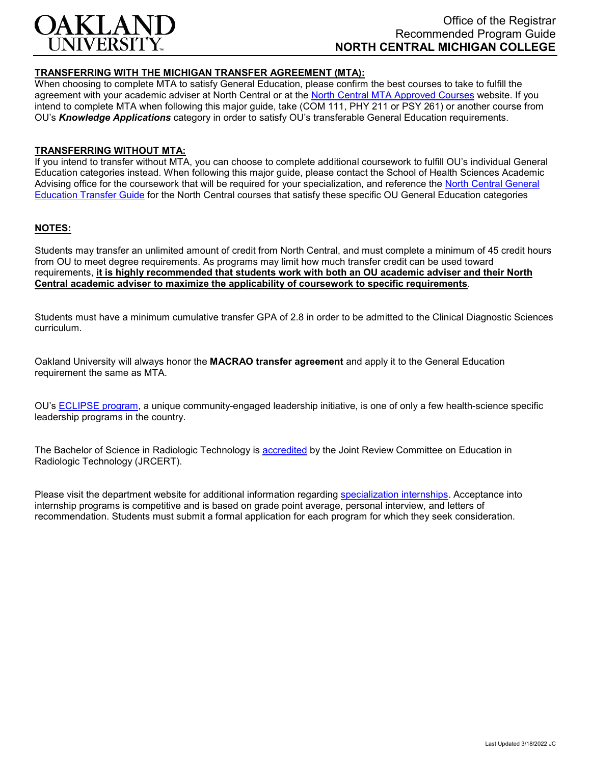## TRANSFERRING WITH THE MICHIGAN TRANSFER AGREEMENT (MTA):

When choosing to complete MTA to satisfy General Education, please confirm the best courses to take to fulfill the agreement with your academic adviser at North Central or at the North Central MTA Approved Courses website. If you intend to complete MTA when following this major guide, take (COM 111, PHY 211 or PSY 261) or another course from OU's ***Knowledge Applications*** category in order to satisfy OU's transferable General Education requirements.

## TRANSFERRING WITHOUT MTA:

If you intend to transfer without MTA, you can choose to complete additional coursework to fulfill OU's individual General Education categories instead. When following this major guide, please contact the School of Health Sciences Academic Advising office for the coursework that will be required for your specialization, and reference the North Central General Education Transfer Guide for the North Central courses that satisfy these specific OU General Education categories

## NOTES:

Students may transfer an unlimited amount of credit from North Central, and must complete a minimum of 45 credit hours from OU to meet degree requirements. As programs may limit how much transfer credit can be used toward requirements, **it is highly recommended that students work with both an OU academic adviser and their North Central academic adviser to maximize the applicability of coursework to specific requirements**.

Students must have a minimum cumulative transfer GPA of 2.8 in order to be admitted to the Clinical Diagnostic Sciences curriculum.

Oakland University will always honor the **MACRAO transfer agreement** and apply it to the General Education requirement the same as MTA.

OU's ECLIPSE program, a unique community-engaged leadership initiative, is one of only a few health-science specific leadership programs in the country.

The Bachelor of Science in Radiologic Technology is accredited by the Joint Review Committee on Education in Radiologic Technology (JRCERT).

Please visit the department website for additional information regarding specialization internships. Acceptance into internship programs is competitive and is based on grade point average, personal interview, and letters of recommendation. Students must submit a formal application for each program for which they seek consideration.